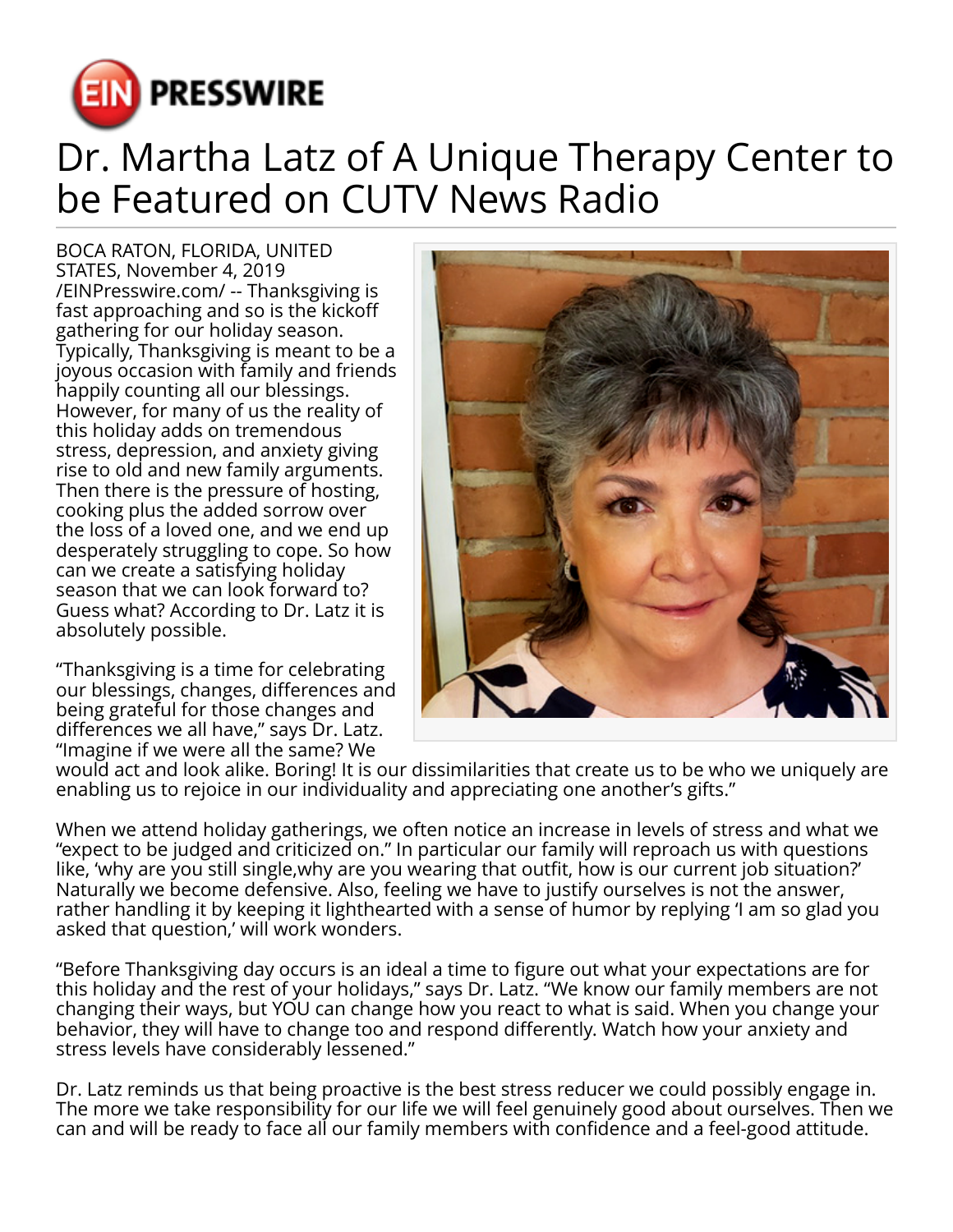EIN PRESSWIRE

# Dr. Martha Latz of A Unique Therapy Center to be Featured on CUTV News Radio

BOCA RATON, FLORIDA, UNITED STATES, November 4, 2019 /EINPresswire.com/ -- Thanksgiving is fast approaching and so is the kickoff gathering for our holiday season. Typically, Thanksgiving is meant to be a joyous occasion with family and friends happily counting all our blessings. However, for many of us the reality of this holiday adds on tremendous stress, depression, and anxiety giving rise to old and new family arguments. Then there is the pressure of hosting, cooking plus the added sorrow over the loss of a loved one, and we end up desperately struggling to cope. So how can we create a satisfying holiday season that we can look forward to? Guess what? According to Dr. Latz it is absolutely possible.

"Thanksgiving is a time for celebrating our blessings, changes, differences and being grateful for those changes and differences we all have," says Dr. Latz. "Imagine if we were all the same? We would act and look alike. Boring! It is our dissimilarities that create us to be who we uniquely are enabling us to rejoice in our individuality and appreciating one another's gifts."

When we attend holiday gatherings, we often notice an increase in levels of stress and what we "expect to be judged and criticized on." In particular our family will reproach us with questions like, 'why are you still single,why are you wearing that outfit, how is our current job situation?' Naturally we become defensive. Also, feeling we have to justify ourselves is not the answer, rather handling it by keeping it lighthearted with a sense of humor by replying 'I am so glad you asked that question,' will work wonders.

"Before Thanksgiving day occurs is an ideal a time to figure out what your expectations are for this holiday and the rest of your holidays," says Dr. Latz. "We know our family members are not changing their ways, but YOU can change how you react to what is said. When you change your behavior, they will have to change too and respond differently. Watch how your anxiety and stress levels have considerably lessened."

Dr. Latz reminds us that being proactive is the best stress reducer we could possibly engage in. The more we take responsibility for our life we will feel genuinely good about ourselves. Then we can and will be ready to face all our family members with confidence and a feel-good attitude.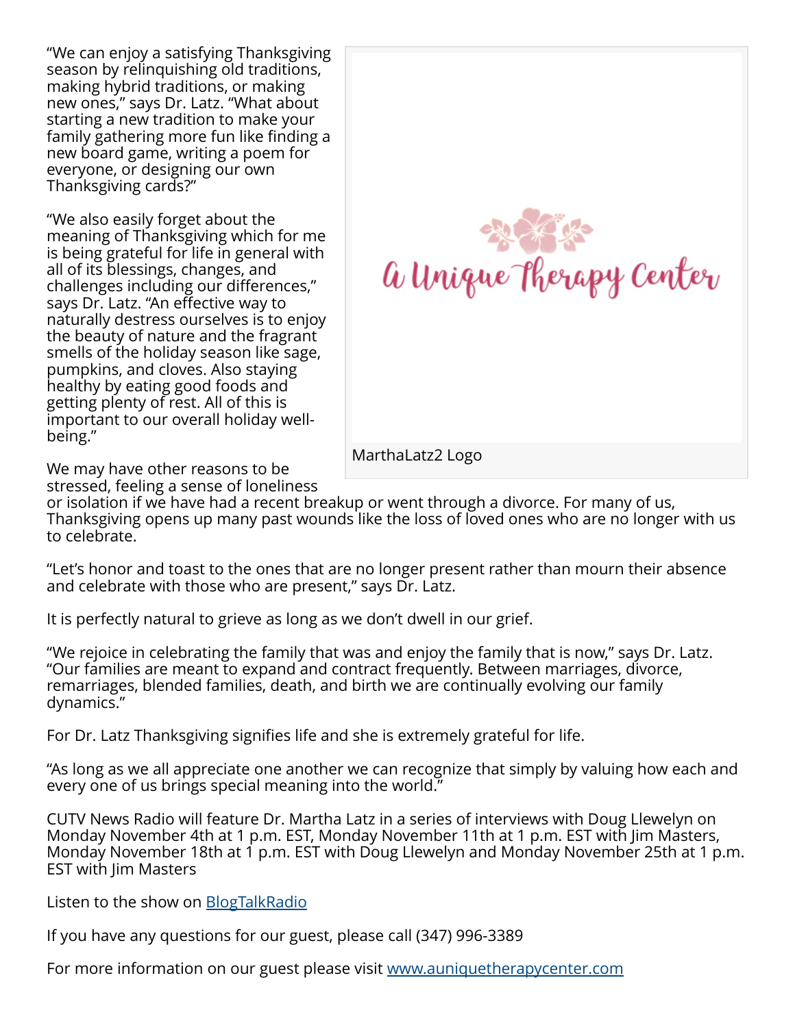"We can enjoy a satisfying Thanksgiving season by relinquishing old traditions, making hybrid traditions, or making new ones," says Dr. Latz. "What about starting a new tradition to make your family gathering more fun like finding a new board game, writing a poem for everyone, or designing our own Thanksgiving cards?"

"We also easily forget about the meaning of Thanksgiving which for me is being grateful for life in general with all of its blessings, changes, and challenges including our differences," says Dr. Latz. "An effective way to naturally destress ourselves is to enjoy the beauty of nature and the fragrant smells of the holiday season like sage, pumpkins, and cloves. Also staying healthy by eating good foods and getting plenty of rest. All of this is important to our overall holiday well-being."

MarthaLatz2 Logo

We may have other reasons to be stressed, feeling a sense of loneliness or isolation if we have had a recent breakup or went through a divorce. For many of us, Thanksgiving opens up many past wounds like the loss of loved ones who are no longer with us to celebrate.

"Let's honor and toast to the ones that are no longer present rather than mourn their absence and celebrate with those who are present," says Dr. Latz.

It is perfectly natural to grieve as long as we don't dwell in our grief.

"We rejoice in celebrating the family that was and enjoy the family that is now," says Dr. Latz. "Our families are meant to expand and contract frequently. Between marriages, divorce, remarriages, blended families, death, and birth we are continually evolving our family dynamics."

For Dr. Latz Thanksgiving signifies life and she is extremely grateful for life.

"As long as we all appreciate one another we can recognize that simply by valuing how each and every one of us brings special meaning into the world."

CUTV News Radio will feature Dr. Martha Latz in a series of interviews with Doug Llewelyn on Monday November 4th at 1 p.m. EST, Monday November 11th at 1 p.m. EST with Jim Masters, Monday November 18th at 1 p.m. EST with Doug Llewelyn and Monday November 25th at 1 p.m. EST with Jim Masters

Listen to the show on [BlogTalkRadio]

If you have any questions for our guest, please call (347) 996-3389

For more information on our guest please visit [www.auniquetherapycenter.com]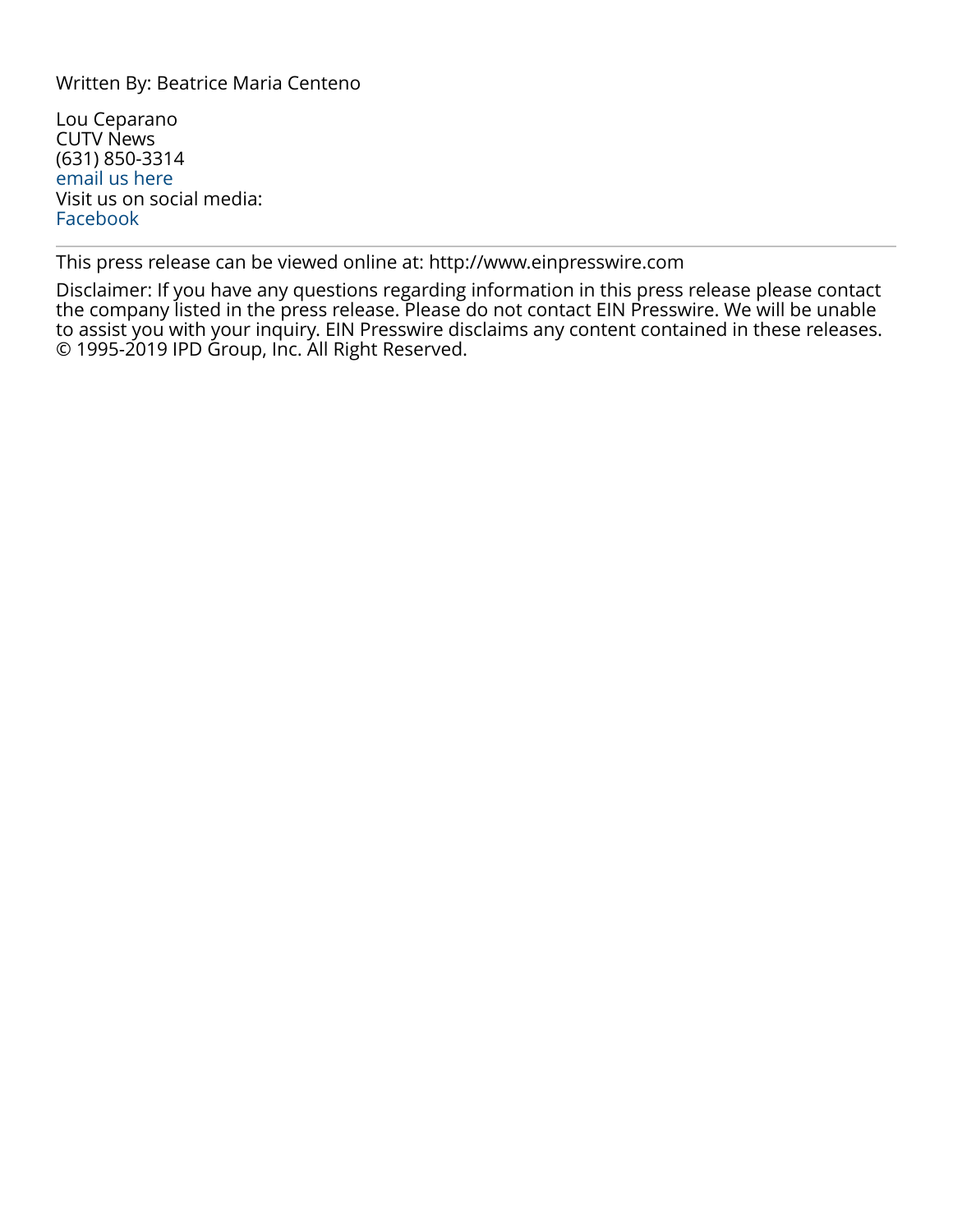Written By: Beatrice Maria Centeno

Lou Ceparano
CUTV News
(631) 850-3314
email us here
Visit us on social media:
Facebook

---

This press release can be viewed online at: http://www.einpresswire.com

Disclaimer: If you have any questions regarding information in this press release please contact the company listed in the press release. Please do not contact EIN Presswire. We will be unable to assist you with your inquiry. EIN Presswire disclaims any content contained in these releases. © 1995-2019 IPD Group, Inc. All Right Reserved.